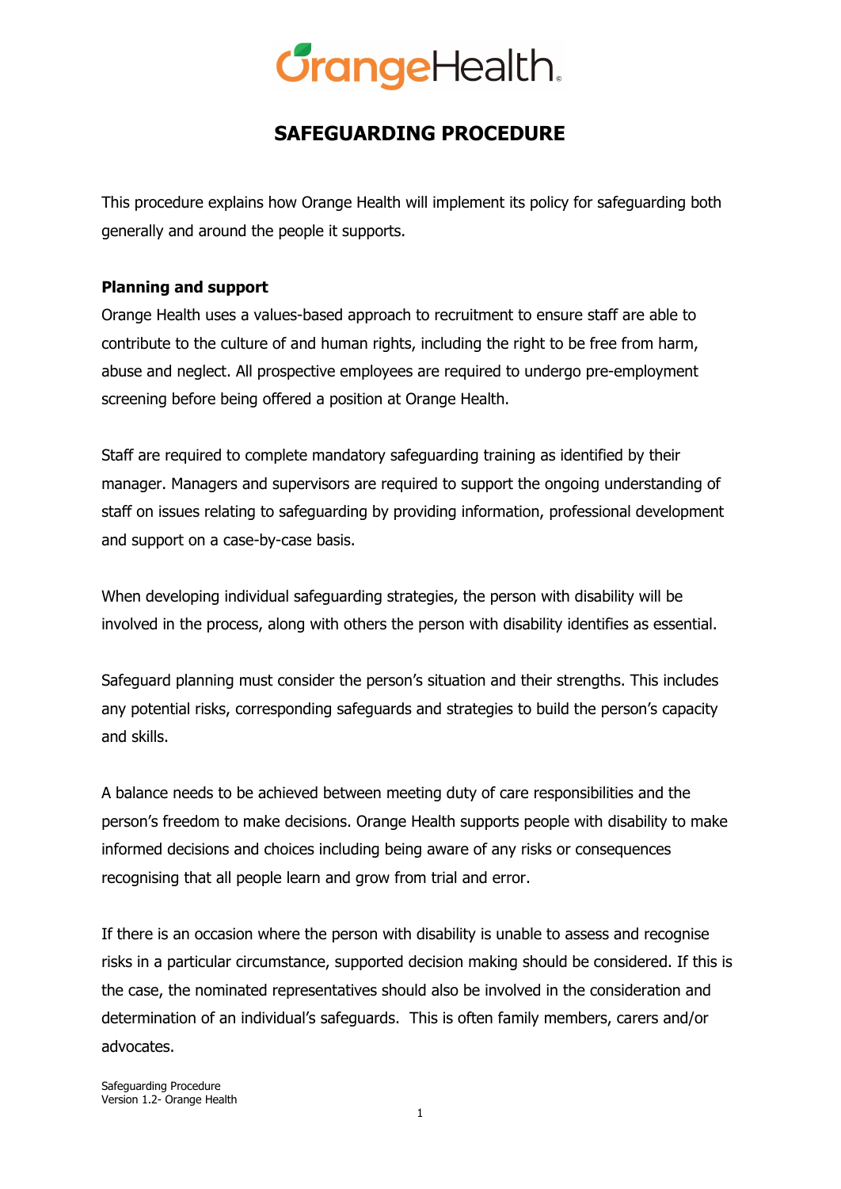# SAFEGUARDING PROCEDURE

This procedure explains how Orange Health will implement its policy for safeguarding both generally and around the people it supports.

**Planning and support**

Orange Health uses a values-based approach to recruitment to ensure staff are able to contribute to the culture of and human rights, including the right to be free from harm, abuse and neglect. All prospective employees are required to undergo pre-employment screening before being offered a position at Orange Health.

Staff are required to complete mandatory safeguarding training as identified by their manager. Managers and supervisors are required to support the ongoing understanding of staff on issues relating to safeguarding by providing information, professional development and support on a case-by-case basis.

When developing individual safeguarding strategies, the person with disability will be involved in the process, along with others the person with disability identifies as essential.

Safeguard planning must consider the person's situation and their strengths. This includes any potential risks, corresponding safeguards and strategies to build the person's capacity and skills.

A balance needs to be achieved between meeting duty of care responsibilities and the person's freedom to make decisions. Orange Health supports people with disability to make informed decisions and choices including being aware of any risks or consequences recognising that all people learn and grow from trial and error.

If there is an occasion where the person with disability is unable to assess and recognise risks in a particular circumstance, supported decision making should be considered. If this is the case, the nominated representatives should also be involved in the consideration and determination of an individual's safeguards. This is often family members, carers and/or advocates.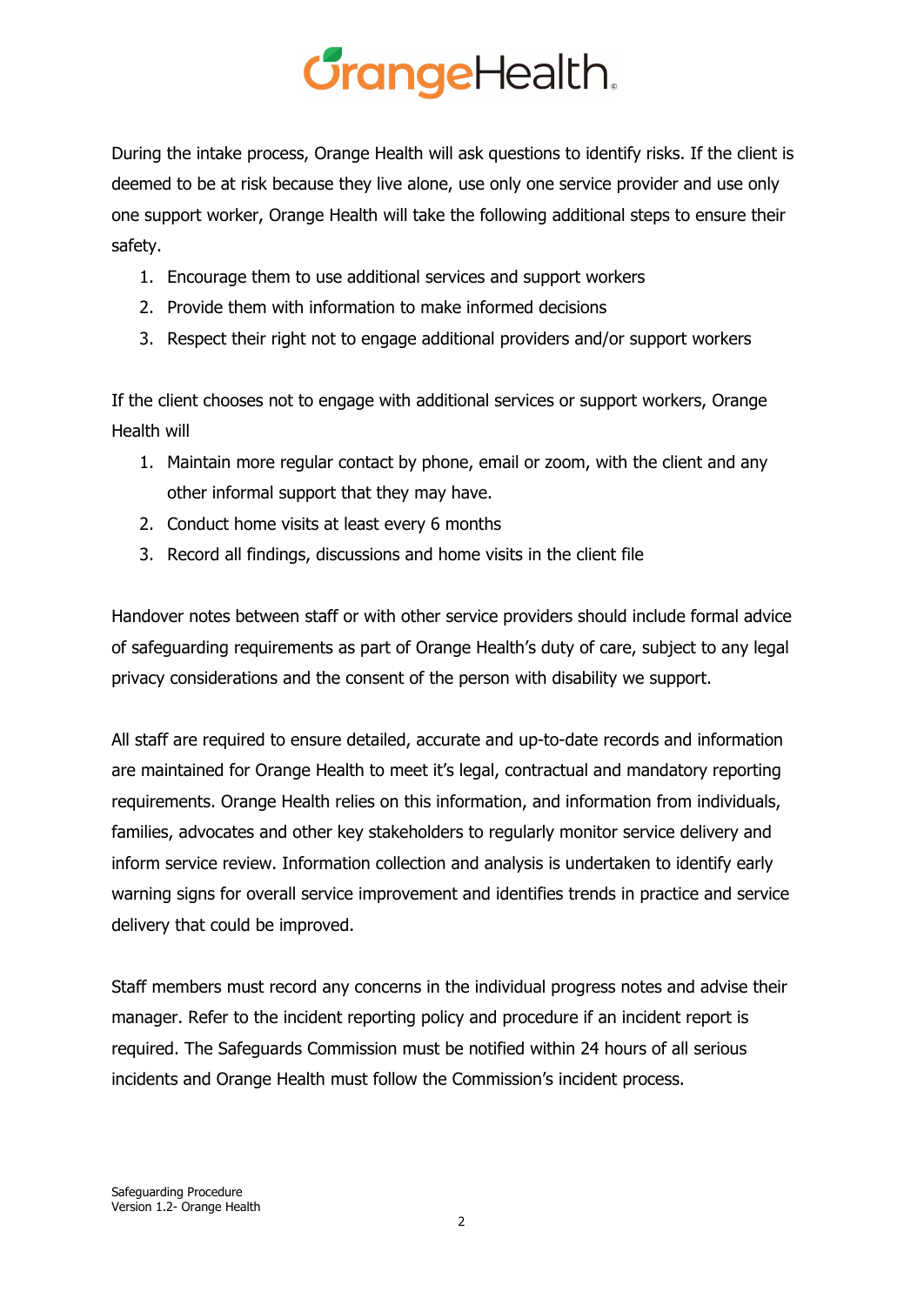During the intake process, Orange Health will ask questions to identify risks. If the client is deemed to be at risk because they live alone, use only one service provider and use only one support worker, Orange Health will take the following additional steps to ensure their safety.

1. Encourage them to use additional services and support workers
2. Provide them with information to make informed decisions
3. Respect their right not to engage additional providers and/or support workers

If the client chooses not to engage with additional services or support workers, Orange Health will

1. Maintain more regular contact by phone, email or zoom, with the client and any other informal support that they may have.
2. Conduct home visits at least every 6 months
3. Record all findings, discussions and home visits in the client file

Handover notes between staff or with other service providers should include formal advice of safeguarding requirements as part of Orange Health's duty of care, subject to any legal privacy considerations and the consent of the person with disability we support.

All staff are required to ensure detailed, accurate and up-to-date records and information are maintained for Orange Health to meet it's legal, contractual and mandatory reporting requirements. Orange Health relies on this information, and information from individuals, families, advocates and other key stakeholders to regularly monitor service delivery and inform service review. Information collection and analysis is undertaken to identify early warning signs for overall service improvement and identifies trends in practice and service delivery that could be improved.

Staff members must record any concerns in the individual progress notes and advise their manager. Refer to the incident reporting policy and procedure if an incident report is required. The Safeguards Commission must be notified within 24 hours of all serious incidents and Orange Health must follow the Commission's incident process.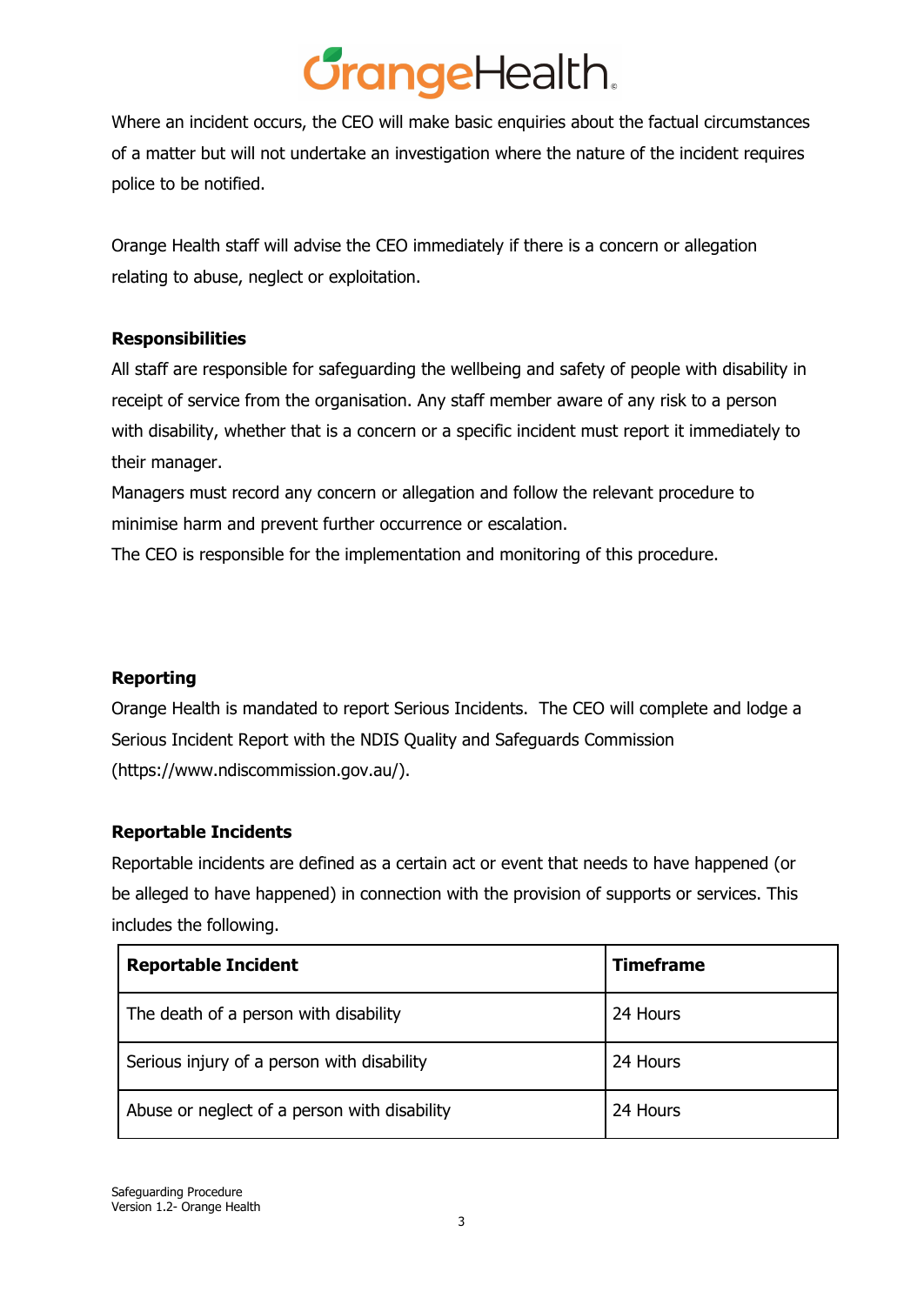Where an incident occurs, the CEO will make basic enquiries about the factual circumstances of a matter but will not undertake an investigation where the nature of the incident requires police to be notified.

Orange Health staff will advise the CEO immediately if there is a concern or allegation relating to abuse, neglect or exploitation.

**Responsibilities**

All staff are responsible for safeguarding the wellbeing and safety of people with disability in receipt of service from the organisation. Any staff member aware of any risk to a person with disability, whether that is a concern or a specific incident must report it immediately to their manager.

Managers must record any concern or allegation and follow the relevant procedure to minimise harm and prevent further occurrence or escalation.

The CEO is responsible for the implementation and monitoring of this procedure.

**Reporting**

Orange Health is mandated to report Serious Incidents. The CEO will complete and lodge a Serious Incident Report with the NDIS Quality and Safeguards Commission (https://www.ndiscommission.gov.au/).

**Reportable Incidents**

Reportable incidents are defined as a certain act or event that needs to have happened (or be alleged to have happened) in connection with the provision of supports or services. This includes the following.

| Reportable Incident | Timeframe |
|---|---|
| The death of a person with disability | 24 Hours |
| Serious injury of a person with disability | 24 Hours |
| Abuse or neglect of a person with disability | 24 Hours |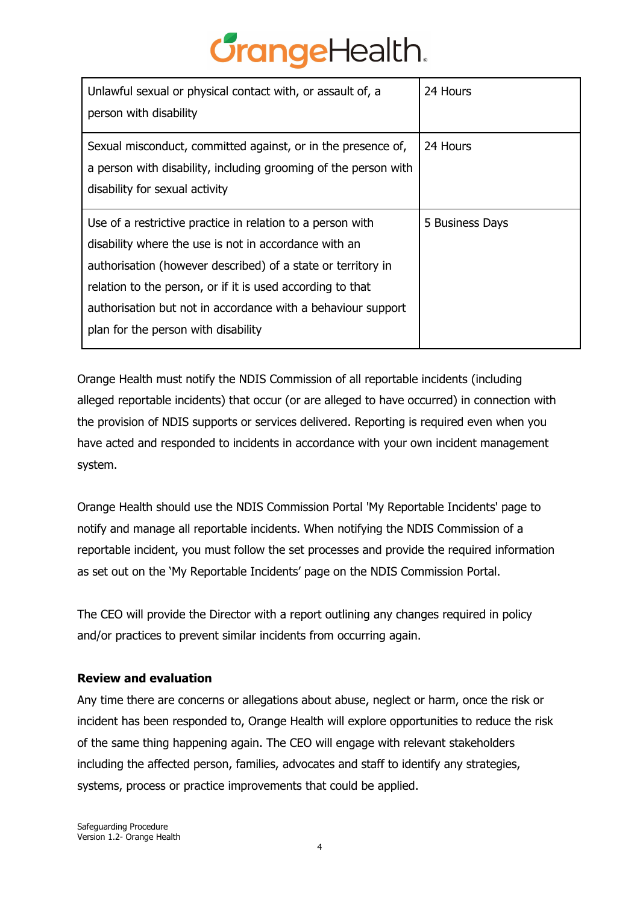| Unlawful sexual or physical contact with, or assault of, a person with disability | 24 Hours |
| --- | --- |
| Sexual misconduct, committed against, or in the presence of, a person with disability, including grooming of the person with disability for sexual activity | 24 Hours |
| Use of a restrictive practice in relation to a person with disability where the use is not in accordance with an authorisation (however described) of a state or territory in relation to the person, or if it is used according to that authorisation but not in accordance with a behaviour support plan for the person with disability | 5 Business Days |

Orange Health must notify the NDIS Commission of all reportable incidents (including alleged reportable incidents) that occur (or are alleged to have occurred) in connection with the provision of NDIS supports or services delivered. Reporting is required even when you have acted and responded to incidents in accordance with your own incident management system.

Orange Health should use the NDIS Commission Portal 'My Reportable Incidents' page to notify and manage all reportable incidents. When notifying the NDIS Commission of a reportable incident, you must follow the set processes and provide the required information as set out on the 'My Reportable Incidents' page on the NDIS Commission Portal.

The CEO will provide the Director with a report outlining any changes required in policy and/or practices to prevent similar incidents from occurring again.

**Review and evaluation**

Any time there are concerns or allegations about abuse, neglect or harm, once the risk or incident has been responded to, Orange Health will explore opportunities to reduce the risk of the same thing happening again. The CEO will engage with relevant stakeholders including the affected person, families, advocates and staff to identify any strategies, systems, process or practice improvements that could be applied.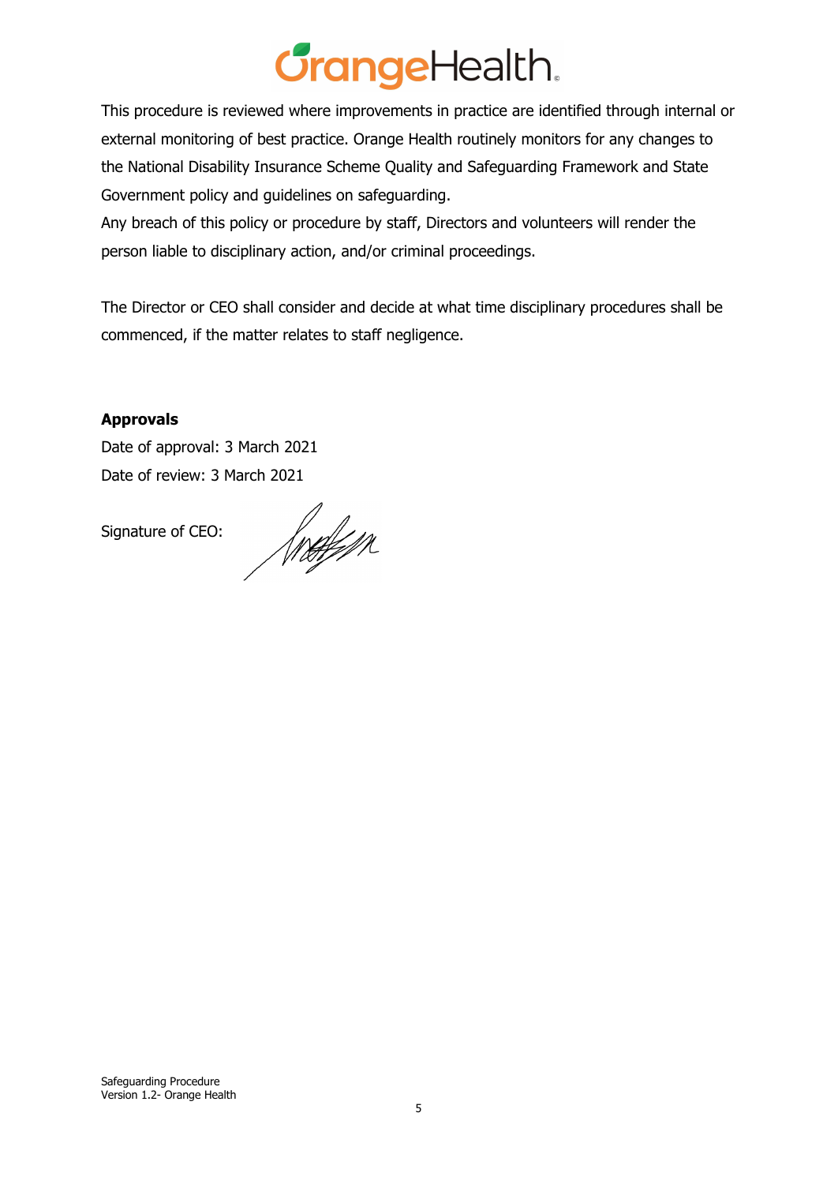This procedure is reviewed where improvements in practice are identified through internal or external monitoring of best practice. Orange Health routinely monitors for any changes to the National Disability Insurance Scheme Quality and Safeguarding Framework and State Government policy and guidelines on safeguarding.

Any breach of this policy or procedure by staff, Directors and volunteers will render the person liable to disciplinary action, and/or criminal proceedings.

The Director or CEO shall consider and decide at what time disciplinary procedures shall be commenced, if the matter relates to staff negligence.

**Approvals**

Date of approval: 3 March 2021

Date of review: 3 March 2021

Signature of CEO: